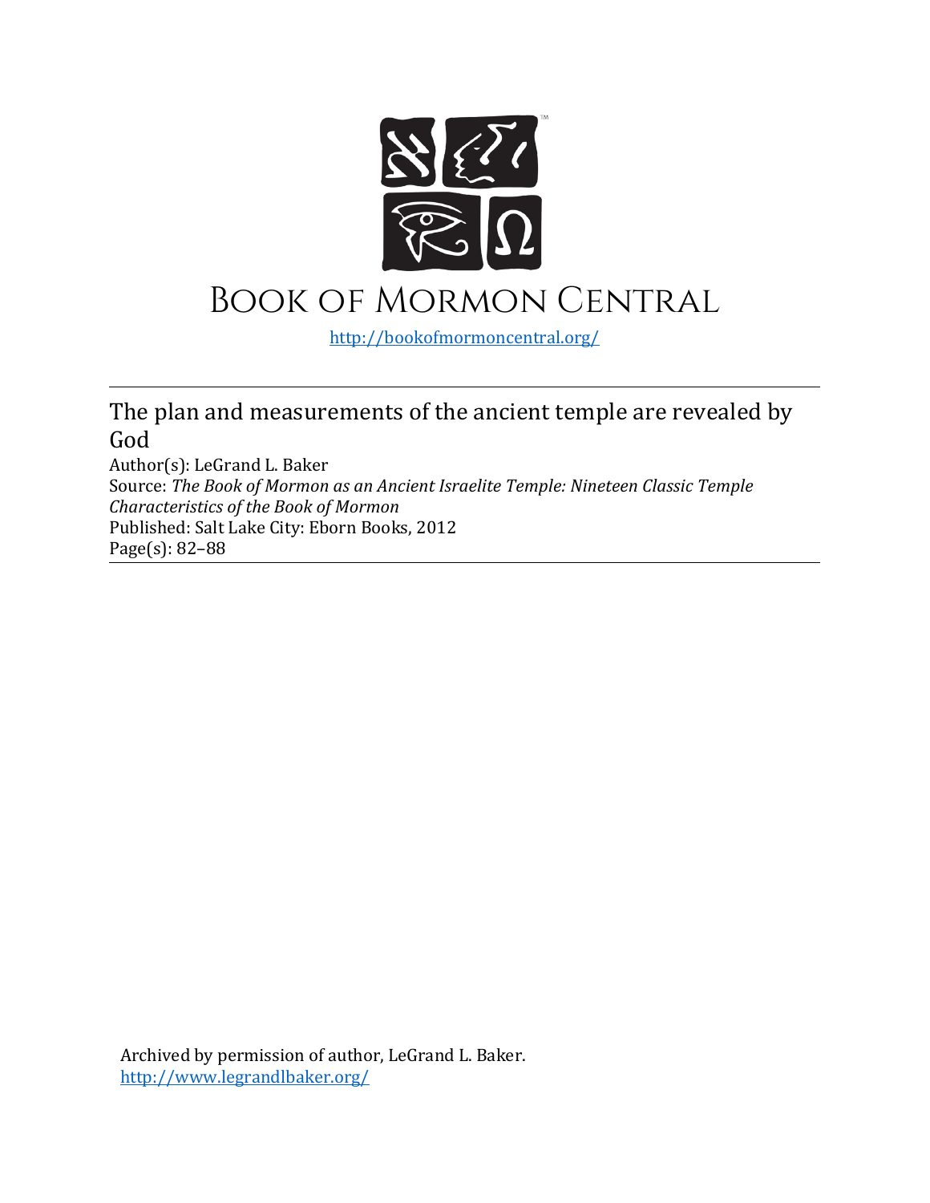# Book of Mormon Central

http://bookofmormoncentral.org/

---

## The plan and measurements of the ancient temple are revealed by God

Author(s): LeGrand L. Baker
Source: *The Book of Mormon as an Ancient Israelite Temple: Nineteen Classic Temple Characteristics of the Book of Mormon*
Published: Salt Lake City: Eborn Books, 2012
Page(s): 82–88

---

Archived by permission of author, LeGrand L. Baker.
http://www.legrandlbaker.org/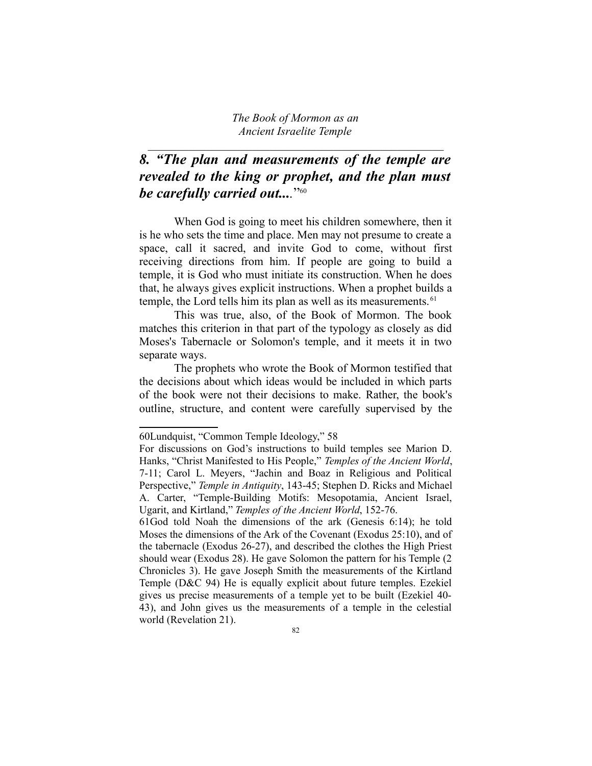## *8. "The plan and measurements of the temple are revealed to the king or prophet, and the plan must be carefully carried out...*"[60]

When God is going to meet his children somewhere, then it is he who sets the time and place. Men may not presume to create a space, call it sacred, and invite God to come, without first receiving directions from him. If people are going to build a temple, it is God who must initiate its construction. When he does that, he always gives explicit instructions. When a prophet builds a temple, the Lord tells him its plan as well as its measurements.[61]

This was true, also, of the Book of Mormon. The book matches this criterion in that part of the typology as closely as did Moses's Tabernacle or Solomon's temple, and it meets it in two separate ways.

The prophets who wrote the Book of Mormon testified that the decisions about which ideas would be included in which parts of the book were not their decisions to make. Rather, the book's outline, structure, and content were carefully supervised by the

---

60Lundquist, "Common Temple Ideology," 58

For discussions on God's instructions to build temples see Marion D. Hanks, "Christ Manifested to His People," *Temples of the Ancient World*, 7-11; Carol L. Meyers, "Jachin and Boaz in Religious and Political Perspective," *Temple in Antiquity*, 143-45; Stephen D. Ricks and Michael A. Carter, "Temple-Building Motifs: Mesopotamia, Ancient Israel, Ugarit, and Kirtland," *Temples of the Ancient World*, 152-76.

61God told Noah the dimensions of the ark (Genesis 6:14); he told Moses the dimensions of the Ark of the Covenant (Exodus 25:10), and of the tabernacle (Exodus 26-27), and described the clothes the High Priest should wear (Exodus 28). He gave Solomon the pattern for his Temple (2 Chronicles 3). He gave Joseph Smith the measurements of the Kirtland Temple (D&C 94) He is equally explicit about future temples. Ezekiel gives us precise measurements of a temple yet to be built (Ezekiel 40-43), and John gives us the measurements of a temple in the celestial world (Revelation 21).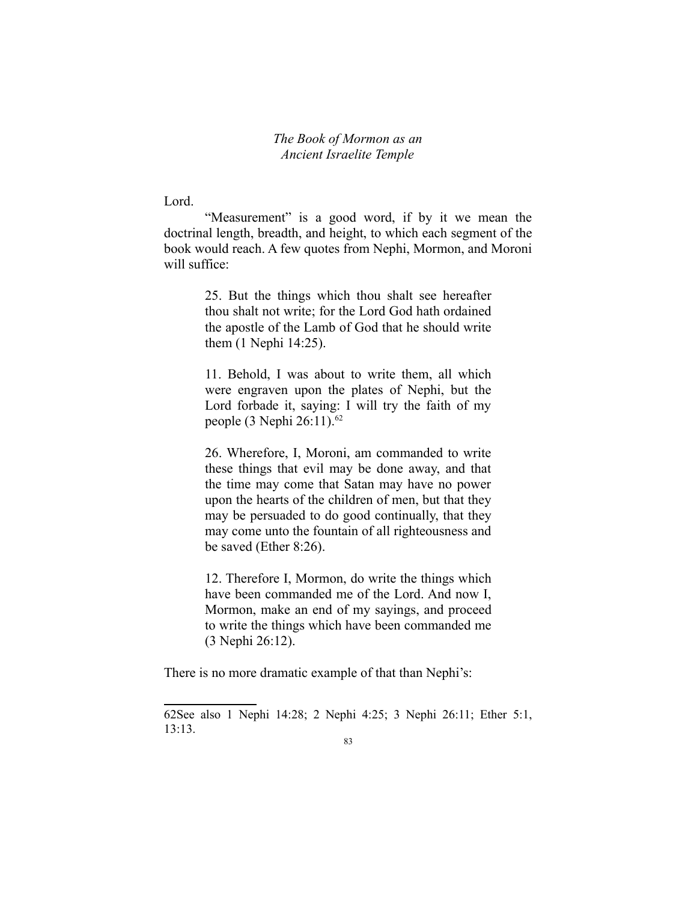Lord.

"Measurement" is a good word, if by it we mean the doctrinal length, breadth, and height, to which each segment of the book would reach. A few quotes from Nephi, Mormon, and Moroni will suffice:

> 25. But the things which thou shalt see hereafter thou shalt not write; for the Lord God hath ordained the apostle of the Lamb of God that he should write them (1 Nephi 14:25).
>
> 11. Behold, I was about to write them, all which were engraven upon the plates of Nephi, but the Lord forbade it, saying: I will try the faith of my people (3 Nephi 26:11).[62]
>
> 26. Wherefore, I, Moroni, am commanded to write these things that evil may be done away, and that the time may come that Satan may have no power upon the hearts of the children of men, but that they may be persuaded to do good continually, that they may come unto the fountain of all righteousness and be saved (Ether 8:26).
>
> 12. Therefore I, Mormon, do write the things which have been commanded me of the Lord. And now I, Mormon, make an end of my sayings, and proceed to write the things which have been commanded me (3 Nephi 26:12).

There is no more dramatic example of that than Nephi's:

---

62See also 1 Nephi 14:28; 2 Nephi 4:25; 3 Nephi 26:11; Ether 5:1, 13:13.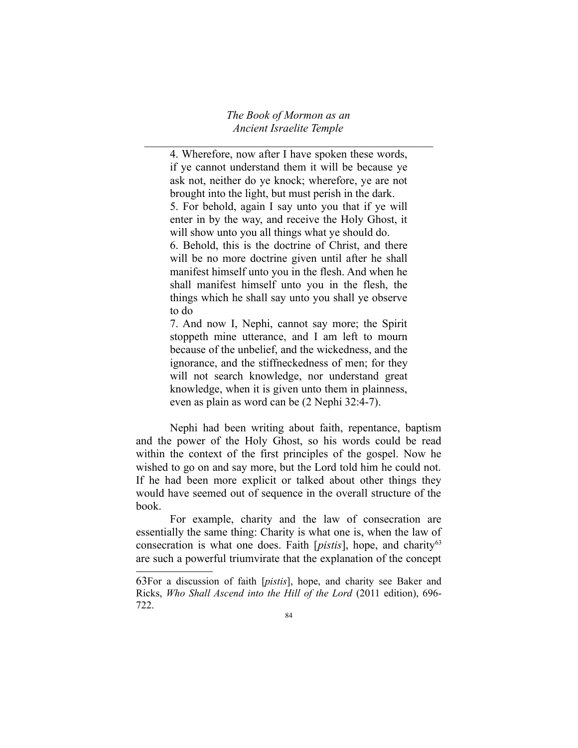> 4. Wherefore, now after I have spoken these words, if ye cannot understand them it will be because ye ask not, neither do ye knock; wherefore, ye are not brought into the light, but must perish in the dark.
> 5. For behold, again I say unto you that if ye will enter in by the way, and receive the Holy Ghost, it will show unto you all things what ye should do.
> 6. Behold, this is the doctrine of Christ, and there will be no more doctrine given until after he shall manifest himself unto you in the flesh. And when he shall manifest himself unto you in the flesh, the things which he shall say unto you shall ye observe to do
> 7. And now I, Nephi, cannot say more; the Spirit stoppeth mine utterance, and I am left to mourn because of the unbelief, and the wickedness, and the ignorance, and the stiffneckedness of men; for they will not search knowledge, nor understand great knowledge, when it is given unto them in plainness, even as plain as word can be (2 Nephi 32:4-7).

Nephi had been writing about faith, repentance, baptism and the power of the Holy Ghost, so his words could be read within the context of the first principles of the gospel. Now he wished to go on and say more, but the Lord told him he could not. If he had been more explicit or talked about other things they would have seemed out of sequence in the overall structure of the book.

For example, charity and the law of consecration are essentially the same thing: Charity is what one is, when the law of consecration is what one does. Faith [*pistis*], hope, and charity[63] are such a powerful triumvirate that the explanation of the concept

---

63For a discussion of faith [*pistis*], hope, and charity see Baker and Ricks, *Who Shall Ascend into the Hill of the Lord* (2011 edition), 696-722.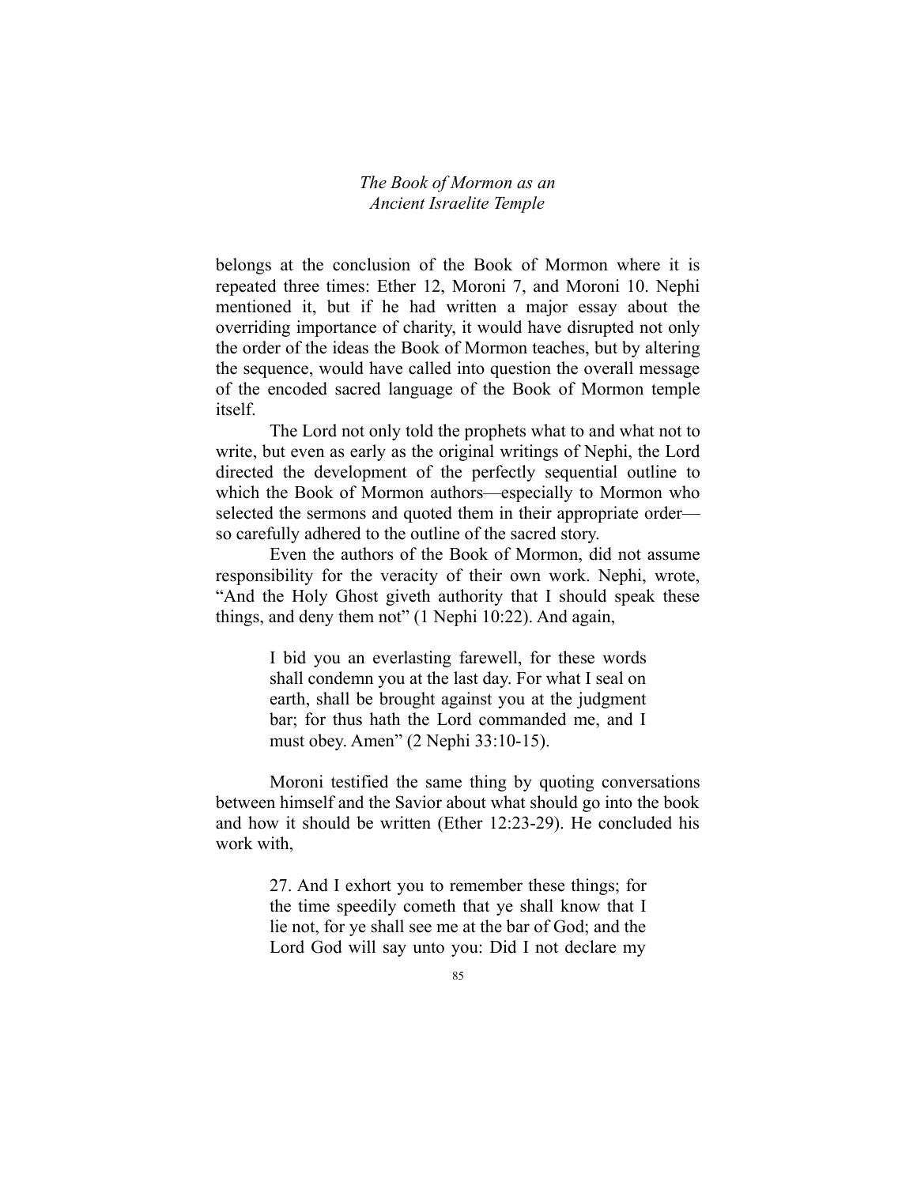belongs at the conclusion of the Book of Mormon where it is repeated three times: Ether 12, Moroni 7, and Moroni 10. Nephi mentioned it, but if he had written a major essay about the overriding importance of charity, it would have disrupted not only the order of the ideas the Book of Mormon teaches, but by altering the sequence, would have called into question the overall message of the encoded sacred language of the Book of Mormon temple itself.

The Lord not only told the prophets what to and what not to write, but even as early as the original writings of Nephi, the Lord directed the development of the perfectly sequential outline to which the Book of Mormon authors—especially to Mormon who selected the sermons and quoted them in their appropriate order—so carefully adhered to the outline of the sacred story.

Even the authors of the Book of Mormon, did not assume responsibility for the veracity of their own work. Nephi, wrote, "And the Holy Ghost giveth authority that I should speak these things, and deny them not" (1 Nephi 10:22). And again,

> I bid you an everlasting farewell, for these words shall condemn you at the last day. For what I seal on earth, shall be brought against you at the judgment bar; for thus hath the Lord commanded me, and I must obey. Amen" (2 Nephi 33:10-15).

Moroni testified the same thing by quoting conversations between himself and the Savior about what should go into the book and how it should be written (Ether 12:23-29). He concluded his work with,

> 27. And I exhort you to remember these things; for the time speedily cometh that ye shall know that I lie not, for ye shall see me at the bar of God; and the Lord God will say unto you: Did I not declare my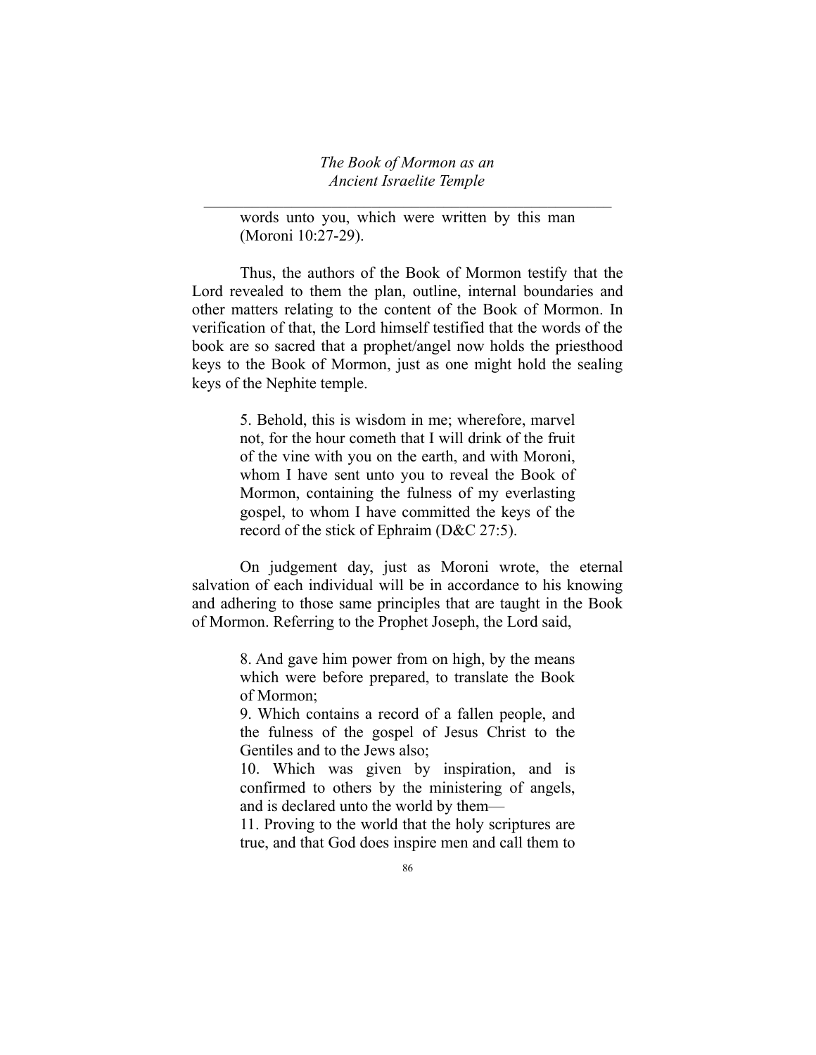> words unto you, which were written by this man (Moroni 10:27-29).

Thus, the authors of the Book of Mormon testify that the Lord revealed to them the plan, outline, internal boundaries and other matters relating to the content of the Book of Mormon. In verification of that, the Lord himself testified that the words of the book are so sacred that a prophet/angel now holds the priesthood keys to the Book of Mormon, just as one might hold the sealing keys of the Nephite temple.

> 5. Behold, this is wisdom in me; wherefore, marvel not, for the hour cometh that I will drink of the fruit of the vine with you on the earth, and with Moroni, whom I have sent unto you to reveal the Book of Mormon, containing the fulness of my everlasting gospel, to whom I have committed the keys of the record of the stick of Ephraim (D&C 27:5).

On judgement day, just as Moroni wrote, the eternal salvation of each individual will be in accordance to his knowing and adhering to those same principles that are taught in the Book of Mormon. Referring to the Prophet Joseph, the Lord said,

> 8. And gave him power from on high, by the means which were before prepared, to translate the Book of Mormon;
> 9. Which contains a record of a fallen people, and the fulness of the gospel of Jesus Christ to the Gentiles and to the Jews also;
> 10. Which was given by inspiration, and is confirmed to others by the ministering of angels, and is declared unto the world by them—
> 11. Proving to the world that the holy scriptures are true, and that God does inspire men and call them to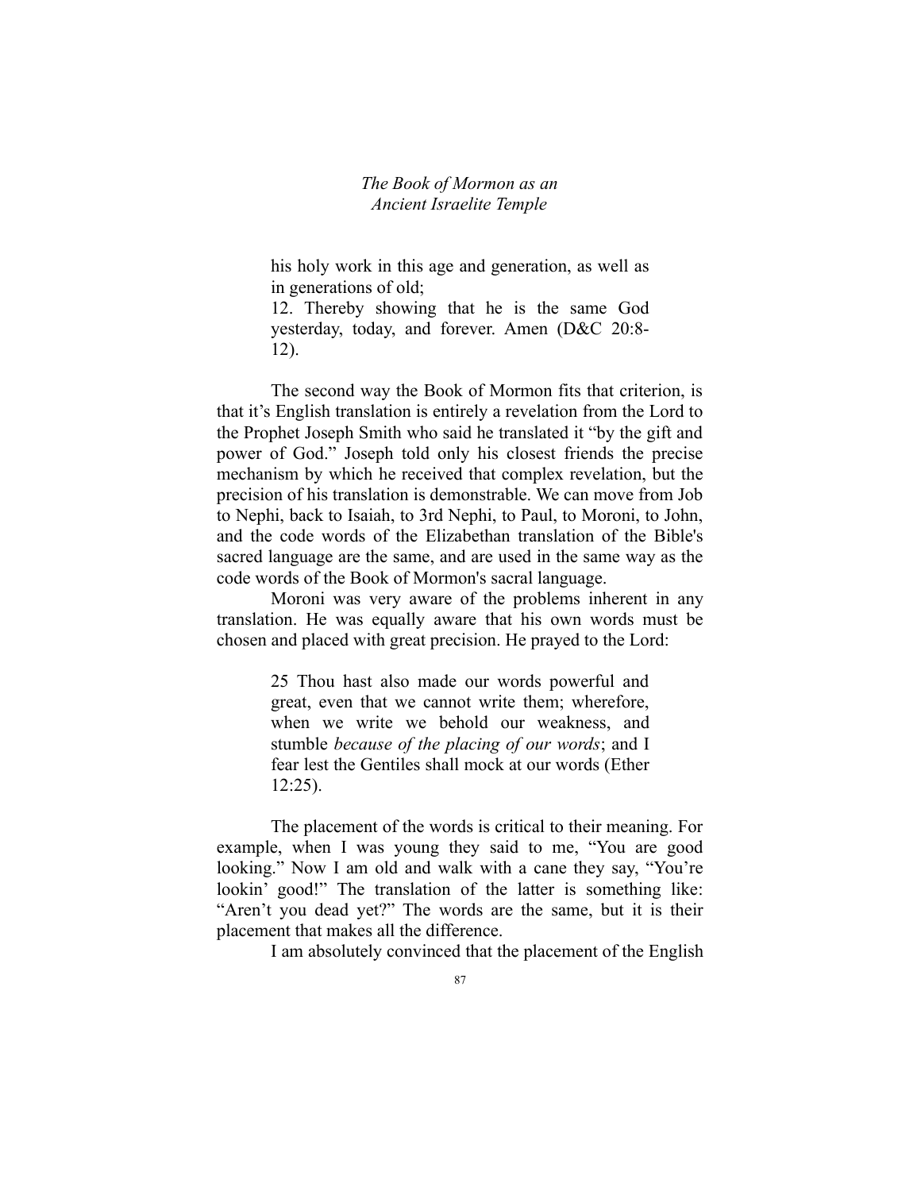> his holy work in this age and generation, as well as in generations of old;
> 12. Thereby showing that he is the same God yesterday, today, and forever. Amen (D&C 20:8-12).

The second way the Book of Mormon fits that criterion, is that it's English translation is entirely a revelation from the Lord to the Prophet Joseph Smith who said he translated it "by the gift and power of God." Joseph told only his closest friends the precise mechanism by which he received that complex revelation, but the precision of his translation is demonstrable. We can move from Job to Nephi, back to Isaiah, to 3rd Nephi, to Paul, to Moroni, to John, and the code words of the Elizabethan translation of the Bible's sacred language are the same, and are used in the same way as the code words of the Book of Mormon's sacral language.

Moroni was very aware of the problems inherent in any translation. He was equally aware that his own words must be chosen and placed with great precision. He prayed to the Lord:

> 25 Thou hast also made our words powerful and great, even that we cannot write them; wherefore, when we write we behold our weakness, and stumble *because of the placing of our words*; and I fear lest the Gentiles shall mock at our words (Ether 12:25).

The placement of the words is critical to their meaning. For example, when I was young they said to me, "You are good looking." Now I am old and walk with a cane they say, "You're lookin' good!" The translation of the latter is something like: "Aren't you dead yet?" The words are the same, but it is their placement that makes all the difference.

I am absolutely convinced that the placement of the English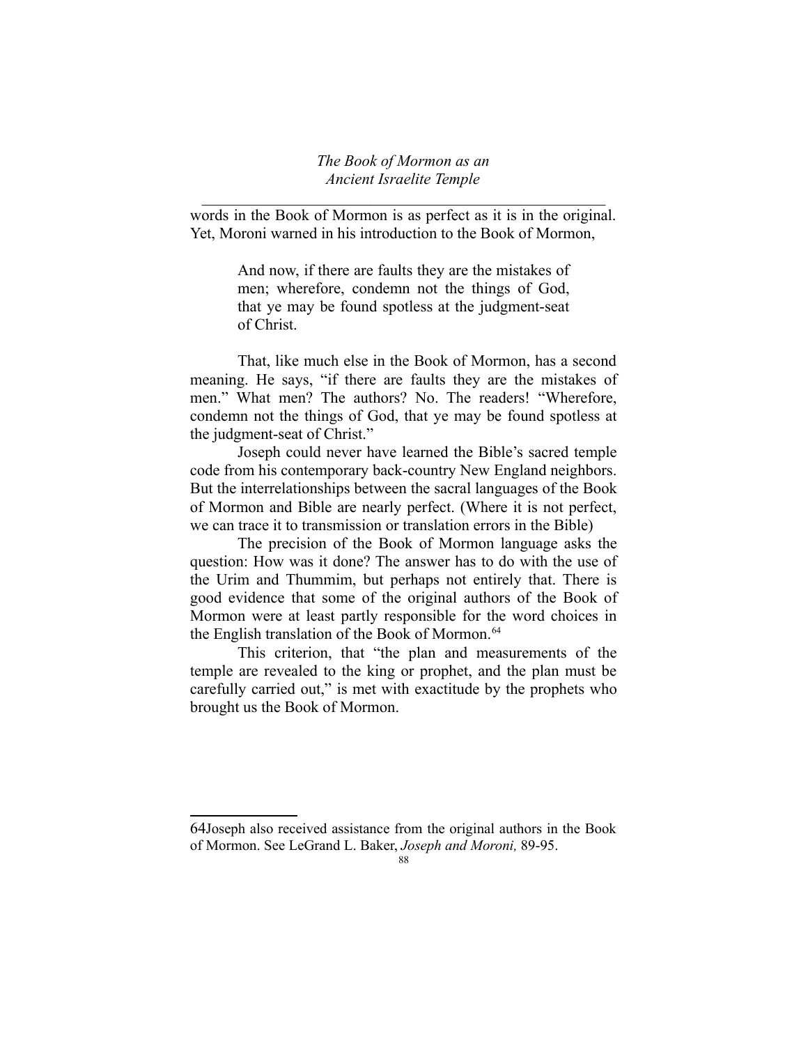words in the Book of Mormon is as perfect as it is in the original. Yet, Moroni warned in his introduction to the Book of Mormon,

> And now, if there are faults they are the mistakes of men; wherefore, condemn not the things of God, that ye may be found spotless at the judgment-seat of Christ.

That, like much else in the Book of Mormon, has a second meaning. He says, "if there are faults they are the mistakes of men." What men? The authors? No. The readers! "Wherefore, condemn not the things of God, that ye may be found spotless at the judgment-seat of Christ."

Joseph could never have learned the Bible's sacred temple code from his contemporary back-country New England neighbors. But the interrelationships between the sacral languages of the Book of Mormon and Bible are nearly perfect. (Where it is not perfect, we can trace it to transmission or translation errors in the Bible)

The precision of the Book of Mormon language asks the question: How was it done? The answer has to do with the use of the Urim and Thummim, but perhaps not entirely that. There is good evidence that some of the original authors of the Book of Mormon were at least partly responsible for the word choices in the English translation of the Book of Mormon.[64]

This criterion, that "the plan and measurements of the temple are revealed to the king or prophet, and the plan must be carefully carried out," is met with exactitude by the prophets who brought us the Book of Mormon.

---

64Joseph also received assistance from the original authors in the Book of Mormon. See LeGrand L. Baker, *Joseph and Moroni,* 89-95.